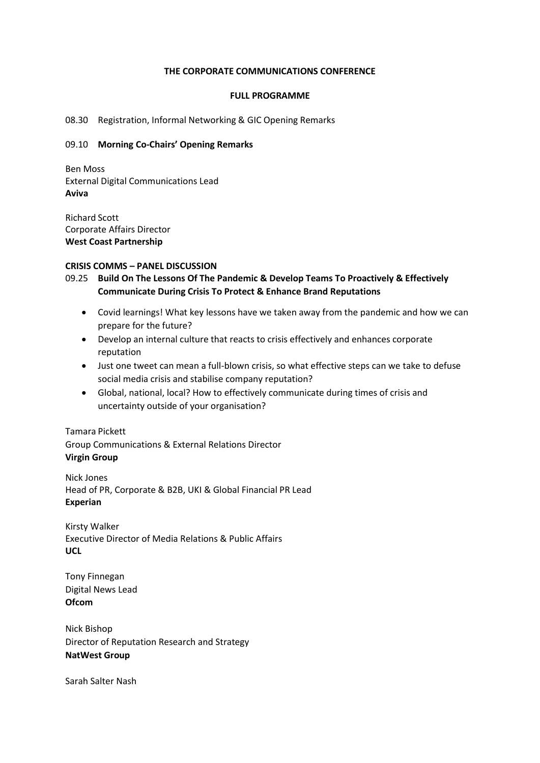# THE CORPORATE COMMUNICATIONS CONFERENCE

## FULL PROGRAMME

08.30 Registration, Informal Networking & GIC Opening Remarks

09.10 **Morning Co-Chairs' Opening Remarks**

Ben Moss
External Digital Communications Lead
**Aviva**

Richard Scott
Corporate Affairs Director
**West Coast Partnership**

**CRISIS COMMS – PANEL DISCUSSION**

09.25 **Build On The Lessons Of The Pandemic & Develop Teams To Proactively & Effectively Communicate During Crisis To Protect & Enhance Brand Reputations**

- Covid learnings! What key lessons have we taken away from the pandemic and how we can prepare for the future?
- Develop an internal culture that reacts to crisis effectively and enhances corporate reputation
- Just one tweet can mean a full-blown crisis, so what effective steps can we take to defuse social media crisis and stabilise company reputation?
- Global, national, local? How to effectively communicate during times of crisis and uncertainty outside of your organisation?

Tamara Pickett
Group Communications & External Relations Director
**Virgin Group**

Nick Jones
Head of PR, Corporate & B2B, UKI & Global Financial PR Lead
**Experian**

Kirsty Walker
Executive Director of Media Relations & Public Affairs
**UCL**

Tony Finnegan
Digital News Lead
**Ofcom**

Nick Bishop
Director of Reputation Research and Strategy
**NatWest Group**

Sarah Salter Nash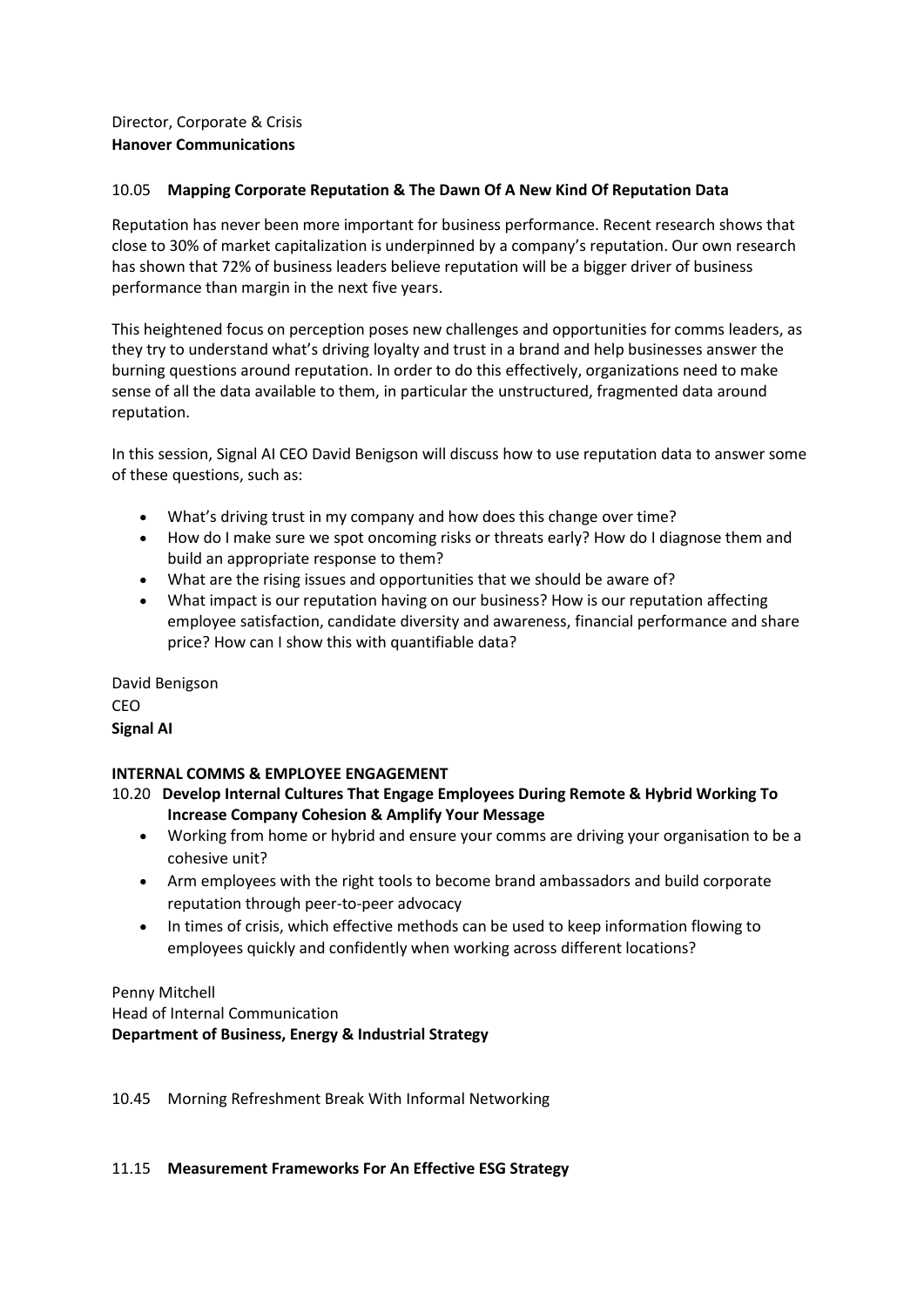Director, Corporate & Crisis
**Hanover Communications**

10.05 **Mapping Corporate Reputation & The Dawn Of A New Kind Of Reputation Data**

Reputation has never been more important for business performance. Recent research shows that close to 30% of market capitalization is underpinned by a company's reputation. Our own research has shown that 72% of business leaders believe reputation will be a bigger driver of business performance than margin in the next five years.

This heightened focus on perception poses new challenges and opportunities for comms leaders, as they try to understand what's driving loyalty and trust in a brand and help businesses answer the burning questions around reputation. In order to do this effectively, organizations need to make sense of all the data available to them, in particular the unstructured, fragmented data around reputation.

In this session, Signal AI CEO David Benigson will discuss how to use reputation data to answer some of these questions, such as:

- What's driving trust in my company and how does this change over time?
- How do I make sure we spot oncoming risks or threats early? How do I diagnose them and build an appropriate response to them?
- What are the rising issues and opportunities that we should be aware of?
- What impact is our reputation having on our business? How is our reputation affecting employee satisfaction, candidate diversity and awareness, financial performance and share price? How can I show this with quantifiable data?

David Benigson
CEO
**Signal AI**

**INTERNAL COMMS & EMPLOYEE ENGAGEMENT**

10.20 **Develop Internal Cultures That Engage Employees During Remote & Hybrid Working To Increase Company Cohesion & Amplify Your Message**

- Working from home or hybrid and ensure your comms are driving your organisation to be a cohesive unit?
- Arm employees with the right tools to become brand ambassadors and build corporate reputation through peer-to-peer advocacy
- In times of crisis, which effective methods can be used to keep information flowing to employees quickly and confidently when working across different locations?

Penny Mitchell
Head of Internal Communication
**Department of Business, Energy & Industrial Strategy**

10.45 Morning Refreshment Break With Informal Networking

11.15 **Measurement Frameworks For An Effective ESG Strategy**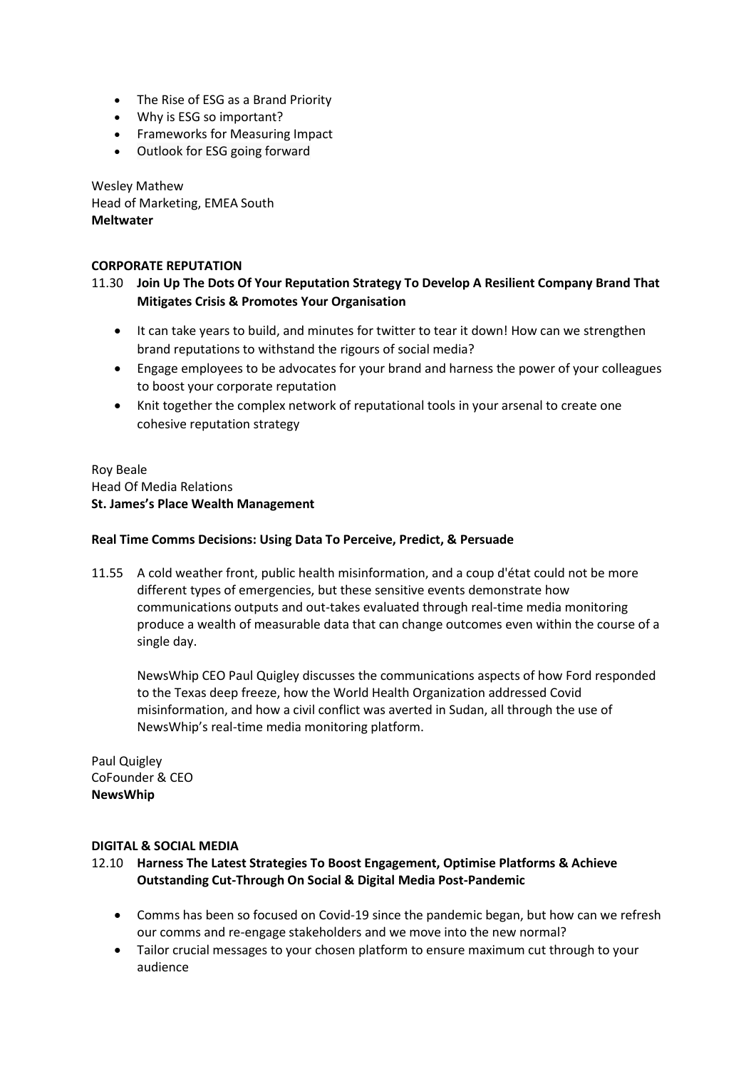- The Rise of ESG as a Brand Priority
- Why is ESG so important?
- Frameworks for Measuring Impact
- Outlook for ESG going forward

Wesley Mathew
Head of Marketing, EMEA South
**Meltwater**

**CORPORATE REPUTATION**

11.30 **Join Up The Dots Of Your Reputation Strategy To Develop A Resilient Company Brand That Mitigates Crisis & Promotes Your Organisation**

- It can take years to build, and minutes for twitter to tear it down! How can we strengthen brand reputations to withstand the rigours of social media?
- Engage employees to be advocates for your brand and harness the power of your colleagues to boost your corporate reputation
- Knit together the complex network of reputational tools in your arsenal to create one cohesive reputation strategy

Roy Beale
Head Of Media Relations
**St. James's Place Wealth Management**

**Real Time Comms Decisions: Using Data To Perceive, Predict, & Persuade**

11.55 A cold weather front, public health misinformation, and a coup d'état could not be more different types of emergencies, but these sensitive events demonstrate how communications outputs and out-takes evaluated through real-time media monitoring produce a wealth of measurable data that can change outcomes even within the course of a single day.

NewsWhip CEO Paul Quigley discusses the communications aspects of how Ford responded to the Texas deep freeze, how the World Health Organization addressed Covid misinformation, and how a civil conflict was averted in Sudan, all through the use of NewsWhip's real-time media monitoring platform.

Paul Quigley
CoFounder & CEO
**NewsWhip**

**DIGITAL & SOCIAL MEDIA**

12.10 **Harness The Latest Strategies To Boost Engagement, Optimise Platforms & Achieve Outstanding Cut-Through On Social & Digital Media Post-Pandemic**

- Comms has been so focused on Covid-19 since the pandemic began, but how can we refresh our comms and re-engage stakeholders and we move into the new normal?
- Tailor crucial messages to your chosen platform to ensure maximum cut through to your audience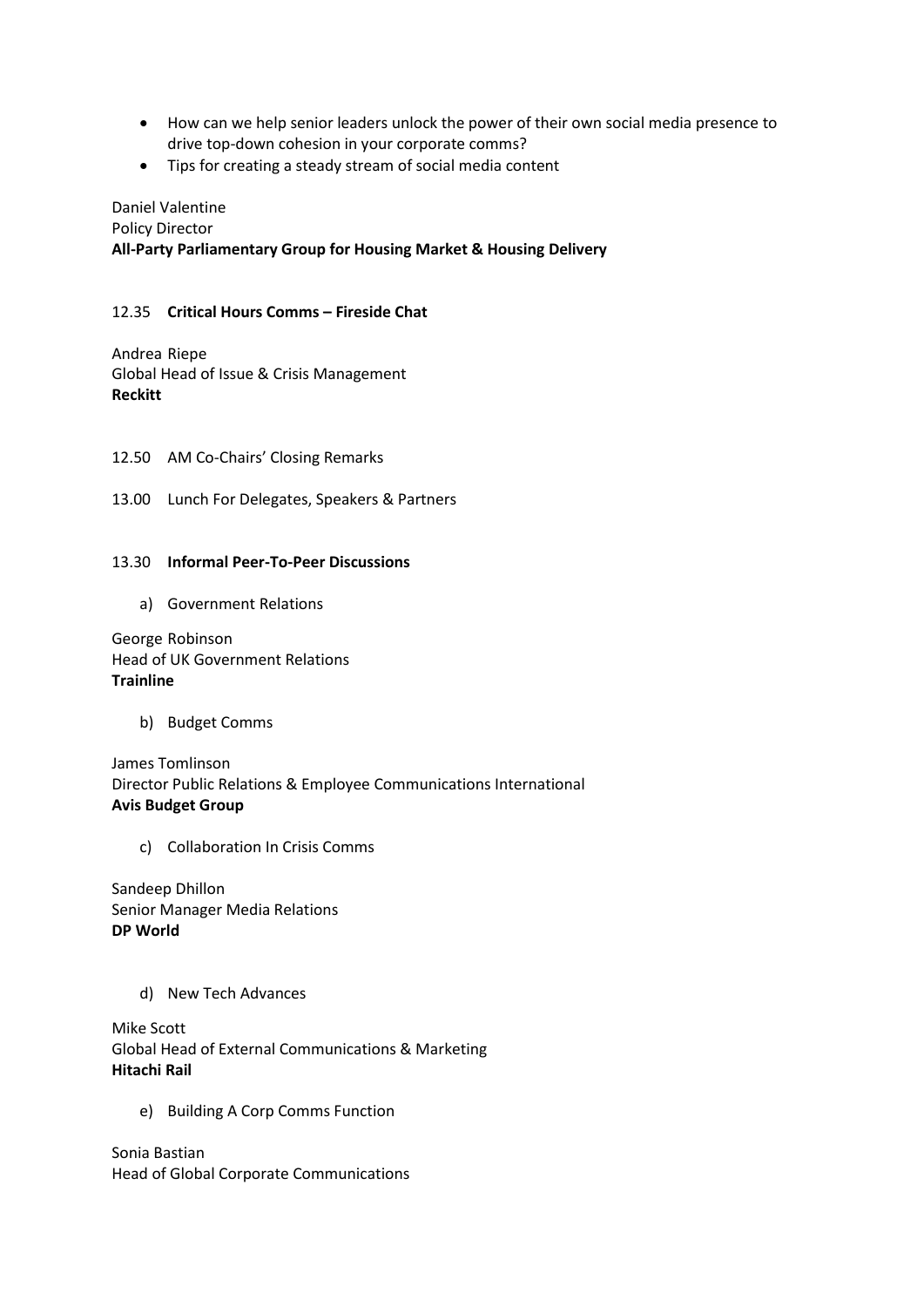- How can we help senior leaders unlock the power of their own social media presence to drive top-down cohesion in your corporate comms?
- Tips for creating a steady stream of social media content

Daniel Valentine
Policy Director
**All-Party Parliamentary Group for Housing Market & Housing Delivery**

12.35 **Critical Hours Comms – Fireside Chat**

Andrea Riepe
Global Head of Issue & Crisis Management
**Reckitt**

12.50 AM Co-Chairs' Closing Remarks

13.00 Lunch For Delegates, Speakers & Partners

13.30 **Informal Peer-To-Peer Discussions**

a) Government Relations

George Robinson
Head of UK Government Relations
**Trainline**

b) Budget Comms

James Tomlinson
Director Public Relations & Employee Communications International
**Avis Budget Group**

c) Collaboration In Crisis Comms

Sandeep Dhillon
Senior Manager Media Relations
**DP World**

d) New Tech Advances

Mike Scott
Global Head of External Communications & Marketing
**Hitachi Rail**

e) Building A Corp Comms Function

Sonia Bastian
Head of Global Corporate Communications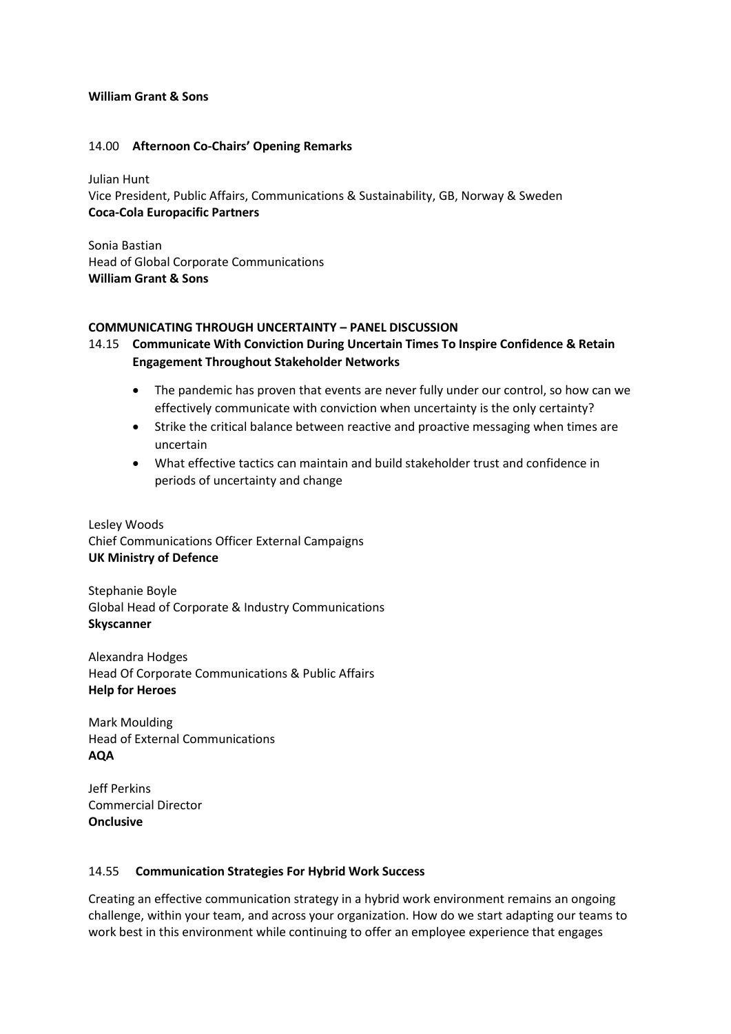**William Grant & Sons**

14.00 **Afternoon Co-Chairs' Opening Remarks**

Julian Hunt
Vice President, Public Affairs, Communications & Sustainability, GB, Norway & Sweden
**Coca-Cola Europacific Partners**

Sonia Bastian
Head of Global Corporate Communications
**William Grant & Sons**

**COMMUNICATING THROUGH UNCERTAINTY – PANEL DISCUSSION**

14.15 **Communicate With Conviction During Uncertain Times To Inspire Confidence & Retain Engagement Throughout Stakeholder Networks**

- The pandemic has proven that events are never fully under our control, so how can we effectively communicate with conviction when uncertainty is the only certainty?
- Strike the critical balance between reactive and proactive messaging when times are uncertain
- What effective tactics can maintain and build stakeholder trust and confidence in periods of uncertainty and change

Lesley Woods
Chief Communications Officer External Campaigns
**UK Ministry of Defence**

Stephanie Boyle
Global Head of Corporate & Industry Communications
**Skyscanner**

Alexandra Hodges
Head Of Corporate Communications & Public Affairs
**Help for Heroes**

Mark Moulding
Head of External Communications
**AQA**

Jeff Perkins
Commercial Director
**Onclusive**

14.55 **Communication Strategies For Hybrid Work Success**

Creating an effective communication strategy in a hybrid work environment remains an ongoing challenge, within your team, and across your organization. How do we start adapting our teams to work best in this environment while continuing to offer an employee experience that engages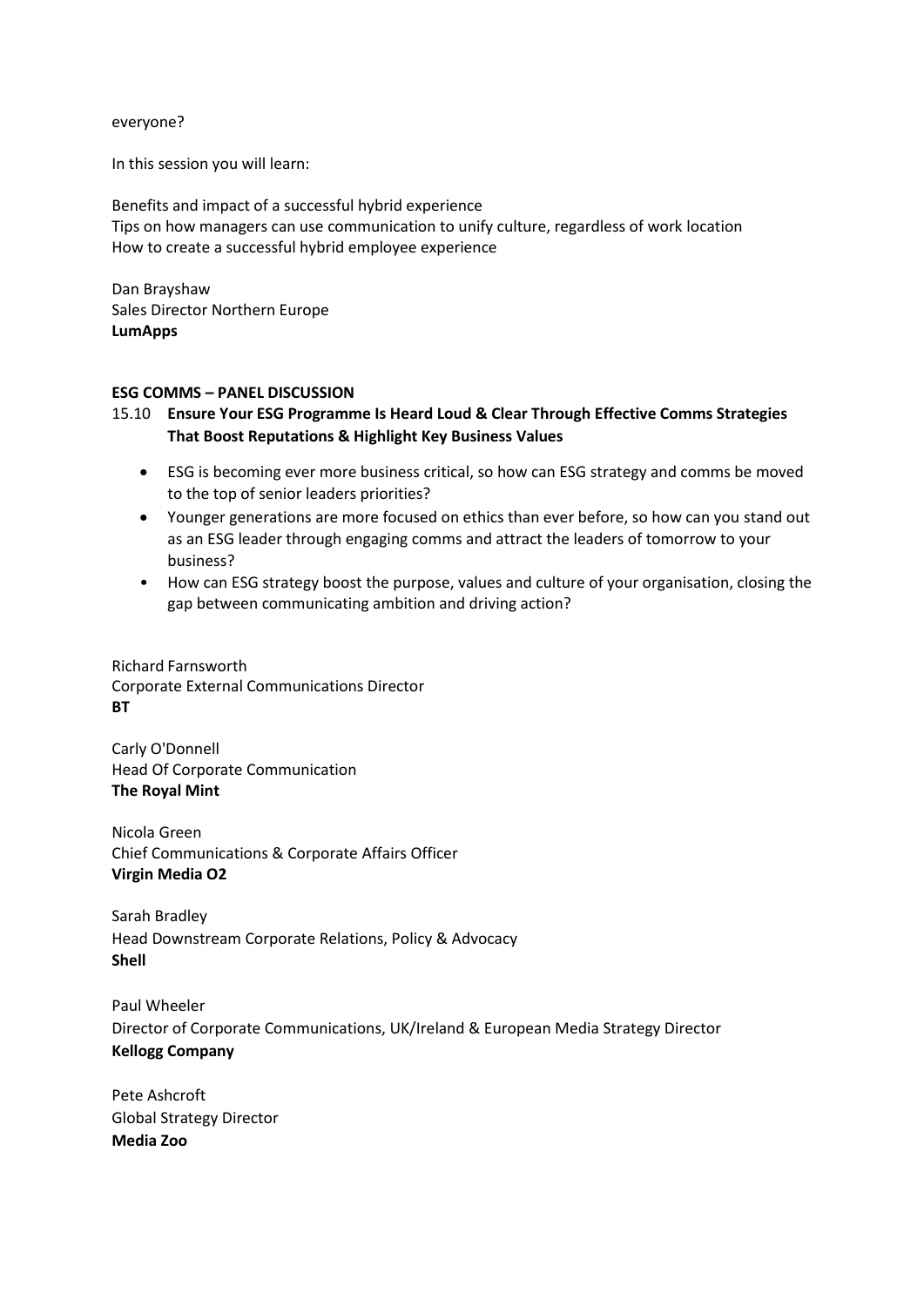everyone?

In this session you will learn:

Benefits and impact of a successful hybrid experience
Tips on how managers can use communication to unify culture, regardless of work location
How to create a successful hybrid employee experience

Dan Brayshaw
Sales Director Northern Europe
**LumApps**

**ESG COMMS – PANEL DISCUSSION**

15.10 **Ensure Your ESG Programme Is Heard Loud & Clear Through Effective Comms Strategies That Boost Reputations & Highlight Key Business Values**

- ESG is becoming ever more business critical, so how can ESG strategy and comms be moved to the top of senior leaders priorities?
- Younger generations are more focused on ethics than ever before, so how can you stand out as an ESG leader through engaging comms and attract the leaders of tomorrow to your business?
- How can ESG strategy boost the purpose, values and culture of your organisation, closing the gap between communicating ambition and driving action?

Richard Farnsworth
Corporate External Communications Director
**BT**

Carly O'Donnell
Head Of Corporate Communication
**The Royal Mint**

Nicola Green
Chief Communications & Corporate Affairs Officer
**Virgin Media O2**

Sarah Bradley
Head Downstream Corporate Relations, Policy & Advocacy
**Shell**

Paul Wheeler
Director of Corporate Communications, UK/Ireland & European Media Strategy Director
**Kellogg Company**

Pete Ashcroft
Global Strategy Director
**Media Zoo**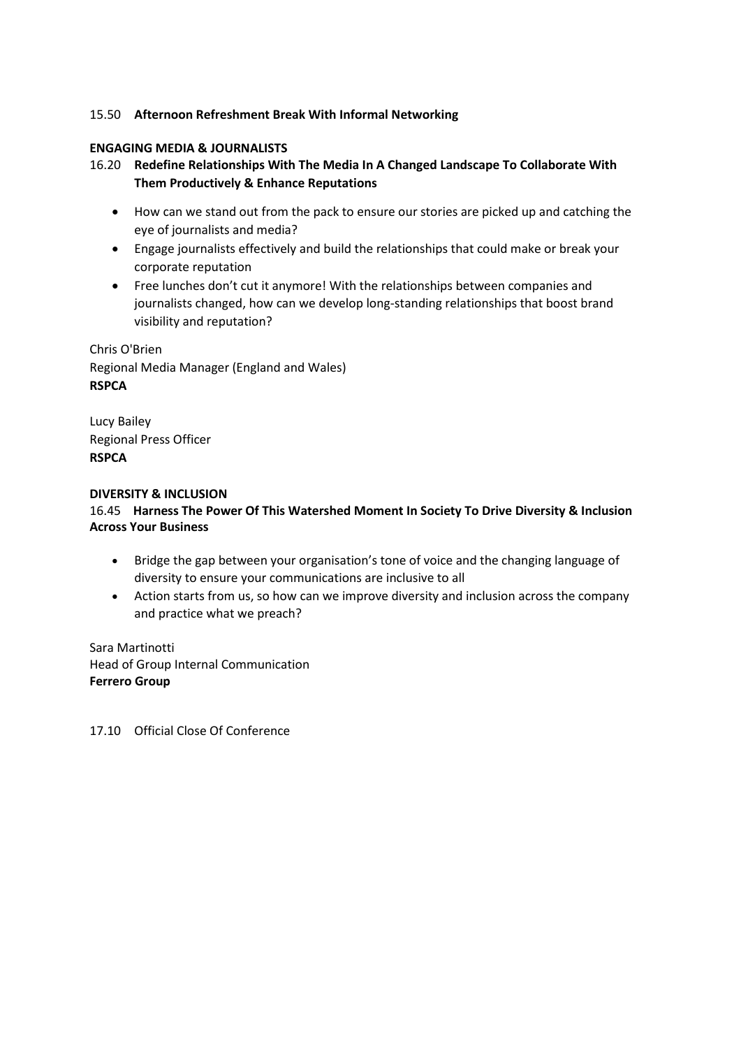15.50 **Afternoon Refreshment Break With Informal Networking**

**ENGAGING MEDIA & JOURNALISTS**

16.20 **Redefine Relationships With The Media In A Changed Landscape To Collaborate With Them Productively & Enhance Reputations**

- How can we stand out from the pack to ensure our stories are picked up and catching the eye of journalists and media?
- Engage journalists effectively and build the relationships that could make or break your corporate reputation
- Free lunches don't cut it anymore! With the relationships between companies and journalists changed, how can we develop long-standing relationships that boost brand visibility and reputation?

Chris O'Brien
Regional Media Manager (England and Wales)
**RSPCA**

Lucy Bailey
Regional Press Officer
**RSPCA**

**DIVERSITY & INCLUSION**

16.45 **Harness The Power Of This Watershed Moment In Society To Drive Diversity & Inclusion Across Your Business**

- Bridge the gap between your organisation's tone of voice and the changing language of diversity to ensure your communications are inclusive to all
- Action starts from us, so how can we improve diversity and inclusion across the company and practice what we preach?

Sara Martinotti
Head of Group Internal Communication
**Ferrero Group**

17.10 Official Close Of Conference